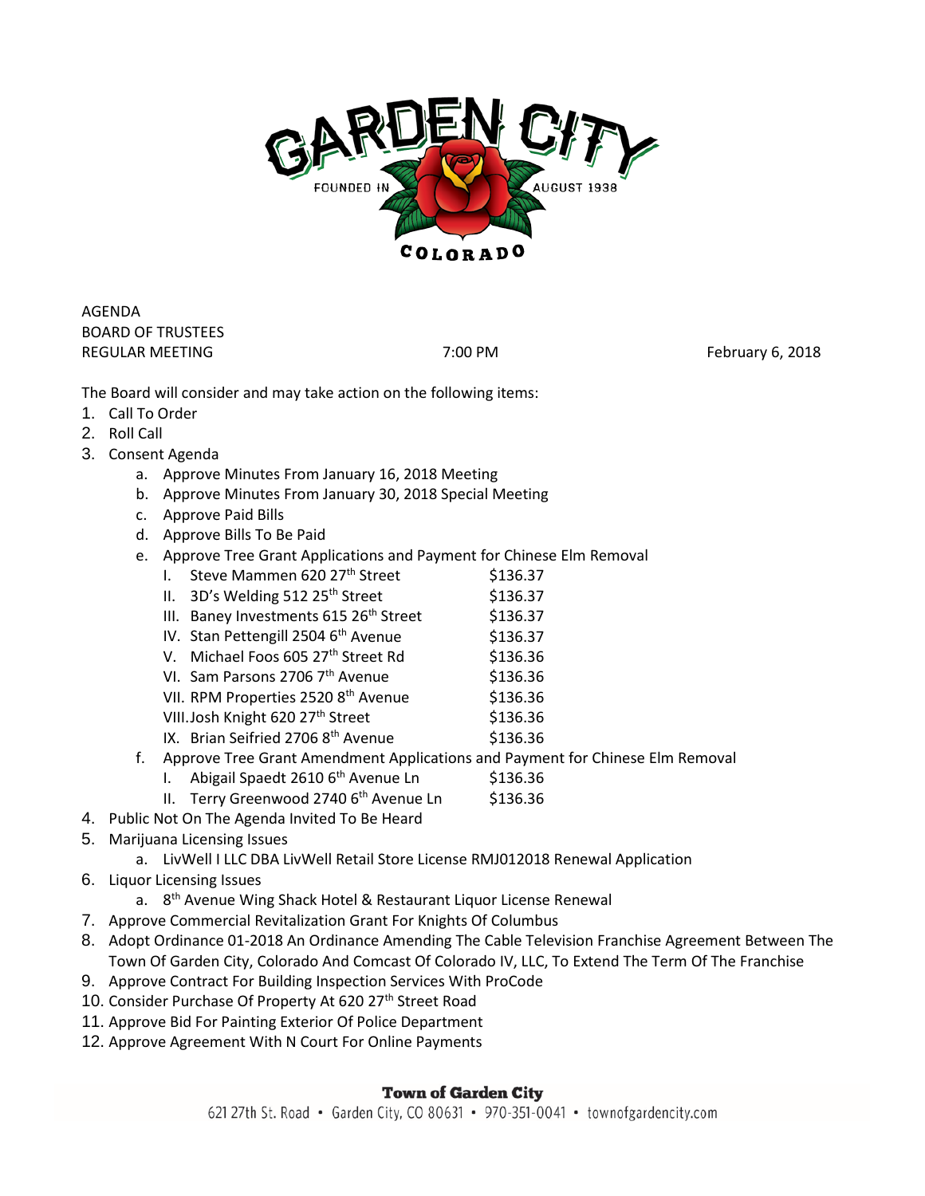GARDEN CITY

FOUNDED IN AUGUST 1938

COLORADO

AGENDA
BOARD OF TRUSTEES
REGULAR MEETING 7:00 PM February 6, 2018

The Board will consider and may take action on the following items:

1. Call To Order
2. Roll Call
3. Consent Agenda
   a. Approve Minutes From January 16, 2018 Meeting
   b. Approve Minutes From January 30, 2018 Special Meeting
   c. Approve Paid Bills
   d. Approve Bills To Be Paid
   e. Approve Tree Grant Applications and Payment for Chinese Elm Removal
      I. Steve Mammen 620 27th Street $136.37
      II. 3D's Welding 512 25th Street $136.37
      III. Baney Investments 615 26th Street $136.37
      IV. Stan Pettengill 2504 6th Avenue $136.37
      V. Michael Foos 605 27th Street Rd $136.36
      VI. Sam Parsons 2706 7th Avenue $136.36
      VII. RPM Properties 2520 8th Avenue $136.36
      VIII. Josh Knight 620 27th Street $136.36
      IX. Brian Seifried 2706 8th Avenue $136.36
   f. Approve Tree Grant Amendment Applications and Payment for Chinese Elm Removal
      I. Abigail Spaedt 2610 6th Avenue Ln $136.36
      II. Terry Greenwood 2740 6th Avenue Ln $136.36
4. Public Not On The Agenda Invited To Be Heard
5. Marijuana Licensing Issues
   a. LivWell I LLC DBA LivWell Retail Store License RMJ012018 Renewal Application
6. Liquor Licensing Issues
   a. 8th Avenue Wing Shack Hotel & Restaurant Liquor License Renewal
7. Approve Commercial Revitalization Grant For Knights Of Columbus
8. Adopt Ordinance 01-2018 An Ordinance Amending The Cable Television Franchise Agreement Between The Town Of Garden City, Colorado And Comcast Of Colorado IV, LLC, To Extend The Term Of The Franchise
9. Approve Contract For Building Inspection Services With ProCode
10. Consider Purchase Of Property At 620 27th Street Road
11. Approve Bid For Painting Exterior Of Police Department
12. Approve Agreement With N Court For Online Payments

**Town of Garden City**
621 27th St. Road • Garden City, CO 80631 • 970-351-0041 • townofgardencity.com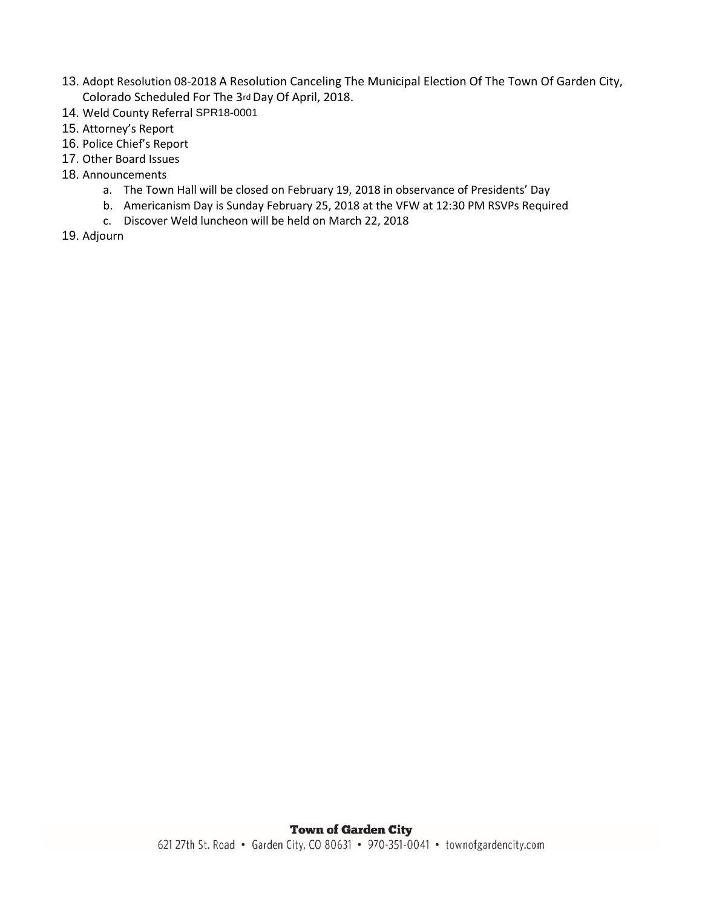13. Adopt Resolution 08-2018 A Resolution Canceling The Municipal Election Of The Town Of Garden City, Colorado Scheduled For The 3rd Day Of April, 2018.
14. Weld County Referral SPR18-0001
15. Attorney's Report
16. Police Chief's Report
17. Other Board Issues
18. Announcements
    a. The Town Hall will be closed on February 19, 2018 in observance of Presidents' Day
    b. Americanism Day is Sunday February 25, 2018 at the VFW at 12:30 PM RSVPs Required
    c. Discover Weld luncheon will be held on March 22, 2018
19. Adjourn